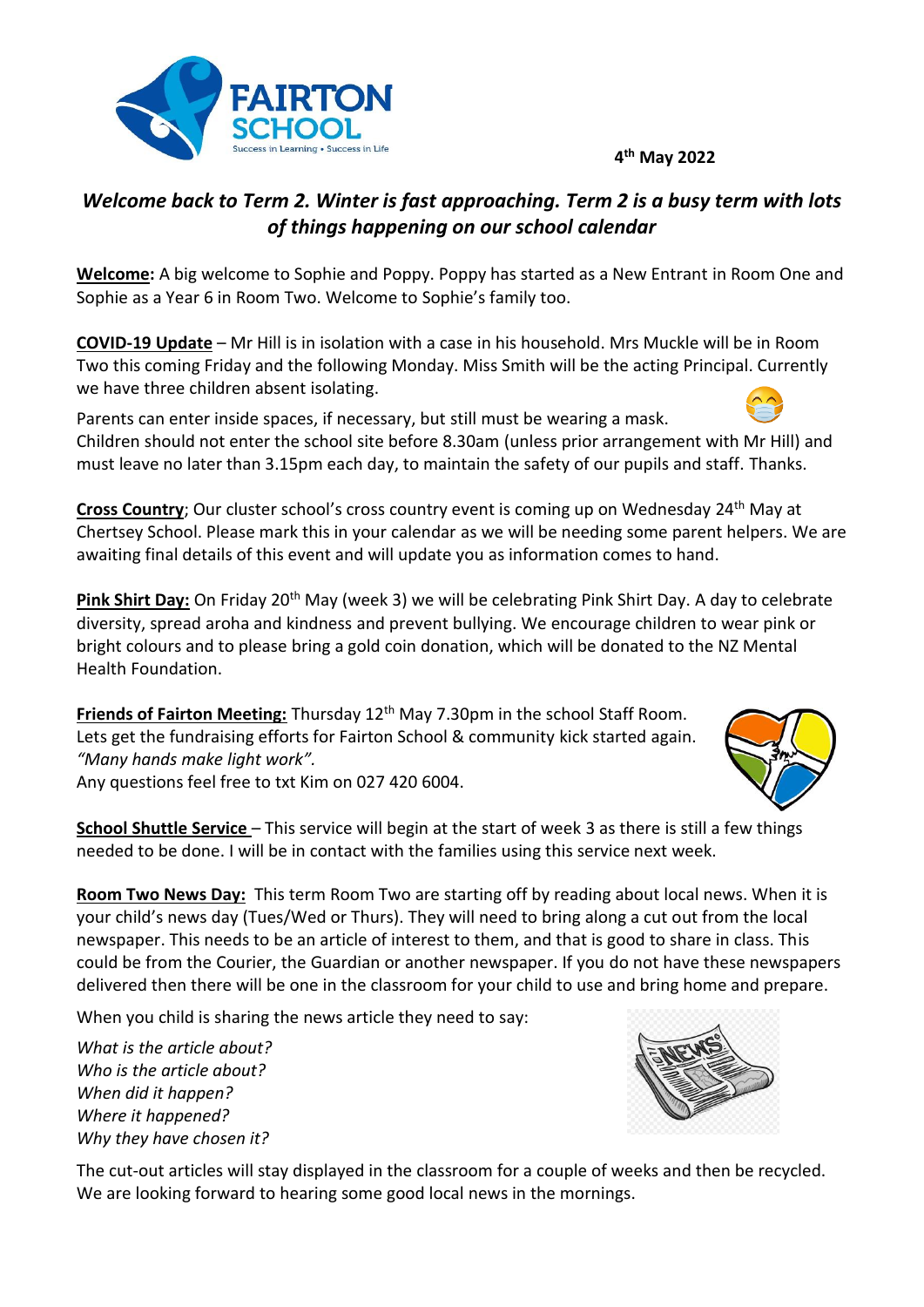**FAIRTON SCHOOL**
Success in Learning • Success in Life

**4th May 2022**

### *Welcome back to Term 2. Winter is fast approaching. Term 2 is a busy term with lots of things happening on our school calendar*

**Welcome:** A big welcome to Sophie and Poppy. Poppy has started as a New Entrant in Room One and Sophie as a Year 6 in Room Two. Welcome to Sophie's family too.

**COVID-19 Update** – Mr Hill is in isolation with a case in his household. Mrs Muckle will be in Room Two this coming Friday and the following Monday. Miss Smith will be the acting Principal. Currently we have three children absent isolating.

Parents can enter inside spaces, if necessary, but still must be wearing a mask.
Children should not enter the school site before 8.30am (unless prior arrangement with Mr Hill) and must leave no later than 3.15pm each day, to maintain the safety of our pupils and staff. Thanks.

**Cross Country**; Our cluster school's cross country event is coming up on Wednesday 24th May at Chertsey School. Please mark this in your calendar as we will be needing some parent helpers. We are awaiting final details of this event and will update you as information comes to hand.

**Pink Shirt Day:** On Friday 20th May (week 3) we will be celebrating Pink Shirt Day. A day to celebrate diversity, spread aroha and kindness and prevent bullying. We encourage children to wear pink or bright colours and to please bring a gold coin donation, which will be donated to the NZ Mental Health Foundation.

**Friends of Fairton Meeting:** Thursday 12th May 7.30pm in the school Staff Room.
Lets get the fundraising efforts for Fairton School & community kick started again.
*"Many hands make light work".*
Any questions feel free to txt Kim on 027 420 6004.

**School Shuttle Service** – This service will begin at the start of week 3 as there is still a few things needed to be done. I will be in contact with the families using this service next week.

**Room Two News Day:** This term Room Two are starting off by reading about local news. When it is your child's news day (Tues/Wed or Thurs). They will need to bring along a cut out from the local newspaper. This needs to be an article of interest to them, and that is good to share in class. This could be from the Courier, the Guardian or another newspaper. If you do not have these newspapers delivered then there will be one in the classroom for your child to use and bring home and prepare.

When you child is sharing the news article they need to say:

*What is the article about?*
*Who is the article about?*
*When did it happen?*
*Where it happened?*
*Why they have chosen it?*

The cut-out articles will stay displayed in the classroom for a couple of weeks and then be recycled. We are looking forward to hearing some good local news in the mornings.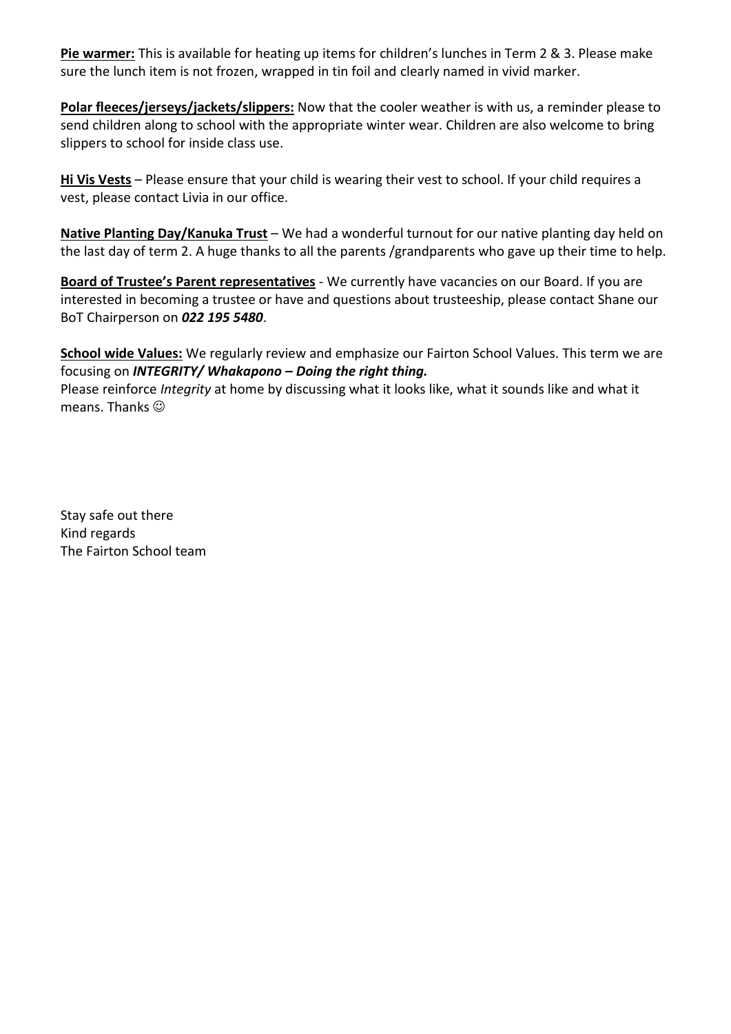**Pie warmer:** This is available for heating up items for children's lunches in Term 2 & 3. Please make sure the lunch item is not frozen, wrapped in tin foil and clearly named in vivid marker.

**Polar fleeces/jerseys/jackets/slippers:** Now that the cooler weather is with us, a reminder please to send children along to school with the appropriate winter wear. Children are also welcome to bring slippers to school for inside class use.

**Hi Vis Vests** – Please ensure that your child is wearing their vest to school. If your child requires a vest, please contact Livia in our office.

**Native Planting Day/Kanuka Trust** – We had a wonderful turnout for our native planting day held on the last day of term 2. A huge thanks to all the parents /grandparents who gave up their time to help.

**Board of Trustee's Parent representatives** - We currently have vacancies on our Board. If you are interested in becoming a trustee or have and questions about trusteeship, please contact Shane our BoT Chairperson on ***022 195 5480***.

**School wide Values:** We regularly review and emphasize our Fairton School Values. This term we are focusing on ***INTEGRITY/ Whakapono – Doing the right thing.***
Please reinforce *Integrity* at home by discussing what it looks like, what it sounds like and what it means. Thanks ☺

Stay safe out there
Kind regards
The Fairton School team